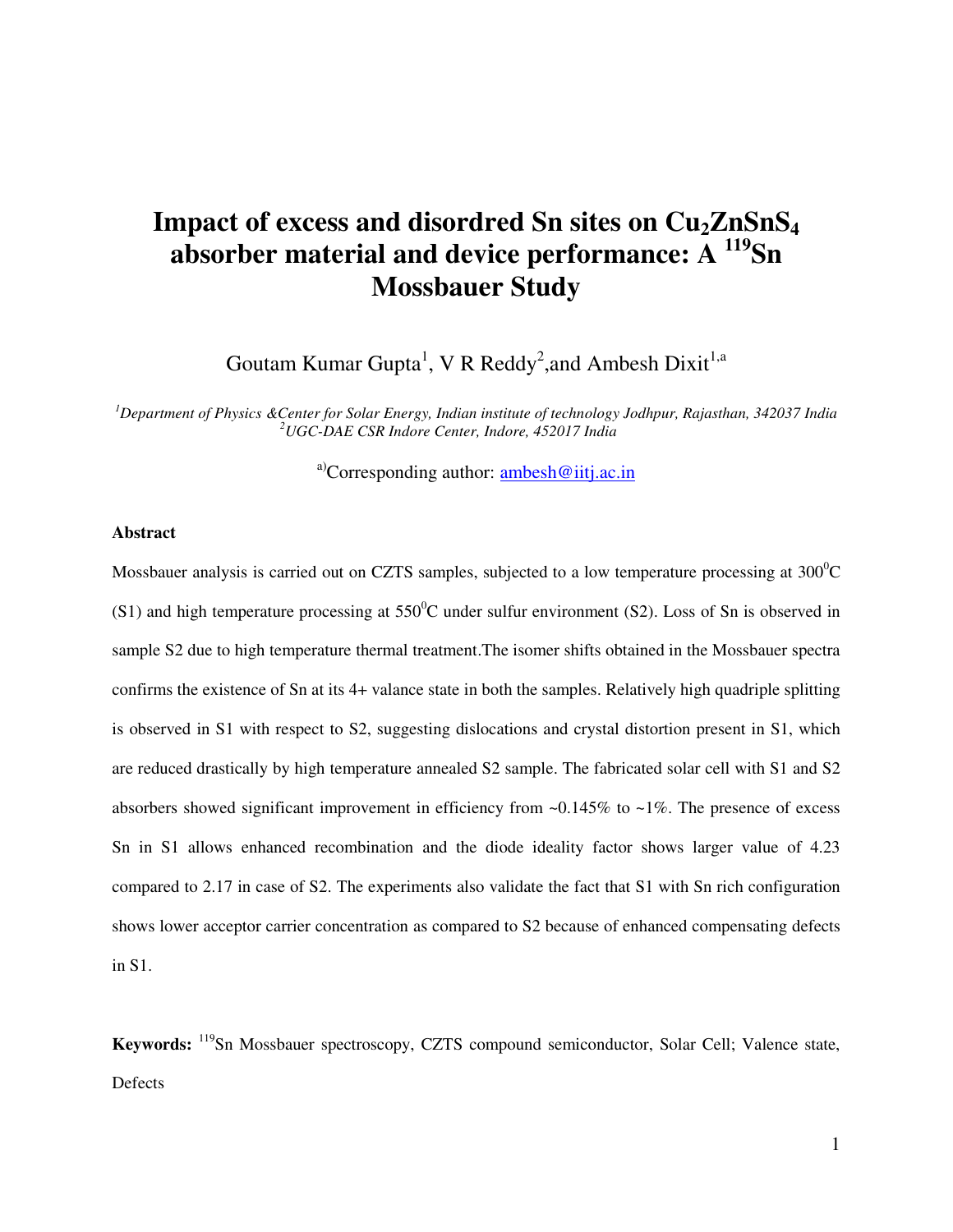# Impact of excess and disordred Sn sites on $Cu_2ZnSnS_4$ absorber material and device performance: A $^{119}$Sn Mossbauer Study

Goutam Kumar Gupta[1], V R Reddy[2],and Ambesh Dixit[1,a]

[1]*Department of Physics &Center for Solar Energy, Indian institute of technology Jodhpur, Rajasthan, 342037 India*
[2]*UGC-DAE CSR Indore Center, Indore, 452017 India*

[a)]Corresponding author: ambesh@iitj.ac.in

**Abstract**

Mossbauer analysis is carried out on CZTS samples, subjected to a low temperature processing at $300^0$C (S1) and high temperature processing at $550^0$C under sulfur environment (S2). Loss of Sn is observed in sample S2 due to high temperature thermal treatment.The isomer shifts obtained in the Mossbauer spectra confirms the existence of Sn at its 4+ valance state in both the samples. Relatively high quadriple splitting is observed in S1 with respect to S2, suggesting dislocations and crystal distortion present in S1, which are reduced drastically by high temperature annealed S2 sample. The fabricated solar cell with S1 and S2 absorbers showed significant improvement in efficiency from ~0.145% to ~1%. The presence of excess Sn in S1 allows enhanced recombination and the diode ideality factor shows larger value of 4.23 compared to 2.17 in case of S2. The experiments also validate the fact that S1 with Sn rich configuration shows lower acceptor carrier concentration as compared to S2 because of enhanced compensating defects in S1.

**Keywords:** $^{119}$Sn Mossbauer spectroscopy, CZTS compound semiconductor, Solar Cell; Valence state, Defects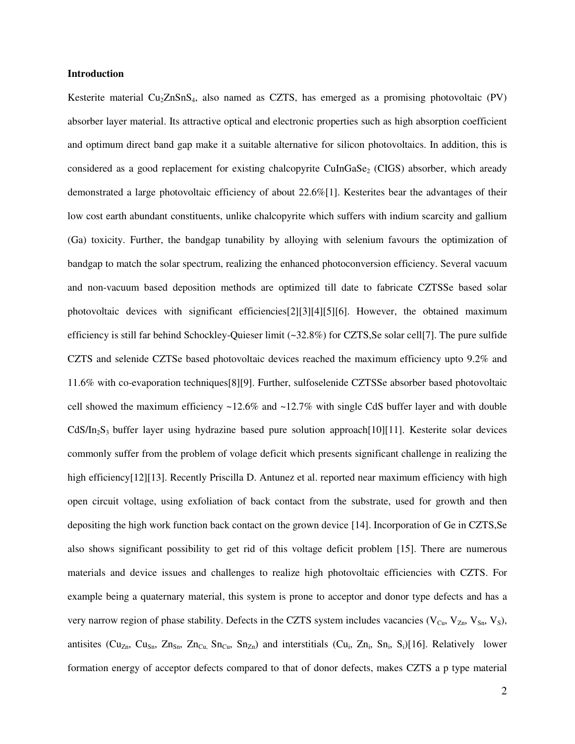## Introduction

Kesterite material $Cu_2ZnSnS_4$, also named as CZTS, has emerged as a promising photovoltaic (PV) absorber layer material. Its attractive optical and electronic properties such as high absorption coefficient and optimum direct band gap make it a suitable alternative for silicon photovoltaics. In addition, this is considered as a good replacement for existing chalcopyrite $CuInGaSe_2$ (CIGS) absorber, which aready demonstrated a large photovoltaic efficiency of about 22.6%[1]. Kesterites bear the advantages of their low cost earth abundant constituents, unlike chalcopyrite which suffers with indium scarcity and gallium (Ga) toxicity. Further, the bandgap tunability by alloying with selenium favours the optimization of bandgap to match the solar spectrum, realizing the enhanced photoconversion efficiency. Several vacuum and non-vacuum based deposition methods are optimized till date to fabricate CZTSSe based solar photovoltaic devices with significant efficiencies[2][3][4][5][6]. However, the obtained maximum efficiency is still far behind Schockley-Quieser limit (~32.8%) for CZTS,Se solar cell[7]. The pure sulfide CZTS and selenide CZTSe based photovoltaic devices reached the maximum efficiency upto 9.2% and 11.6% with co-evaporation techniques[8][9]. Further, sulfoselenide CZTSSe absorber based photovoltaic cell showed the maximum efficiency ~12.6% and ~12.7% with single CdS buffer layer and with double $CdS/In_2S_3$ buffer layer using hydrazine based pure solution approach[10][11]. Kesterite solar devices commonly suffer from the problem of volage deficit which presents significant challenge in realizing the high efficiency[12][13]. Recently Priscilla D. Antunez et al. reported near maximum efficiency with high open circuit voltage, using exfoliation of back contact from the substrate, used for growth and then depositing the high work function back contact on the grown device [14]. Incorporation of Ge in CZTS,Se also shows significant possibility to get rid of this voltage deficit problem [15]. There are numerous materials and device issues and challenges to realize high photovoltaic efficiencies with CZTS. For example being a quaternary material, this system is prone to acceptor and donor type defects and has a very narrow region of phase stability. Defects in the CZTS system includes vacancies ($V_{Cu}$, $V_{Zn}$, $V_{Sn}$, $V_S$), antisites ($Cu_{Zn}$, $Cu_{Sn}$, $Zn_{Sn}$, $Zn_{Cu}$, $Sn_{Cu}$, $Sn_{Zn}$) and interstitials ($Cu_i$, $Zn_i$, $Sn_i$, $S_i$)[16]. Relatively lower formation energy of acceptor defects compared to that of donor defects, makes CZTS a p type material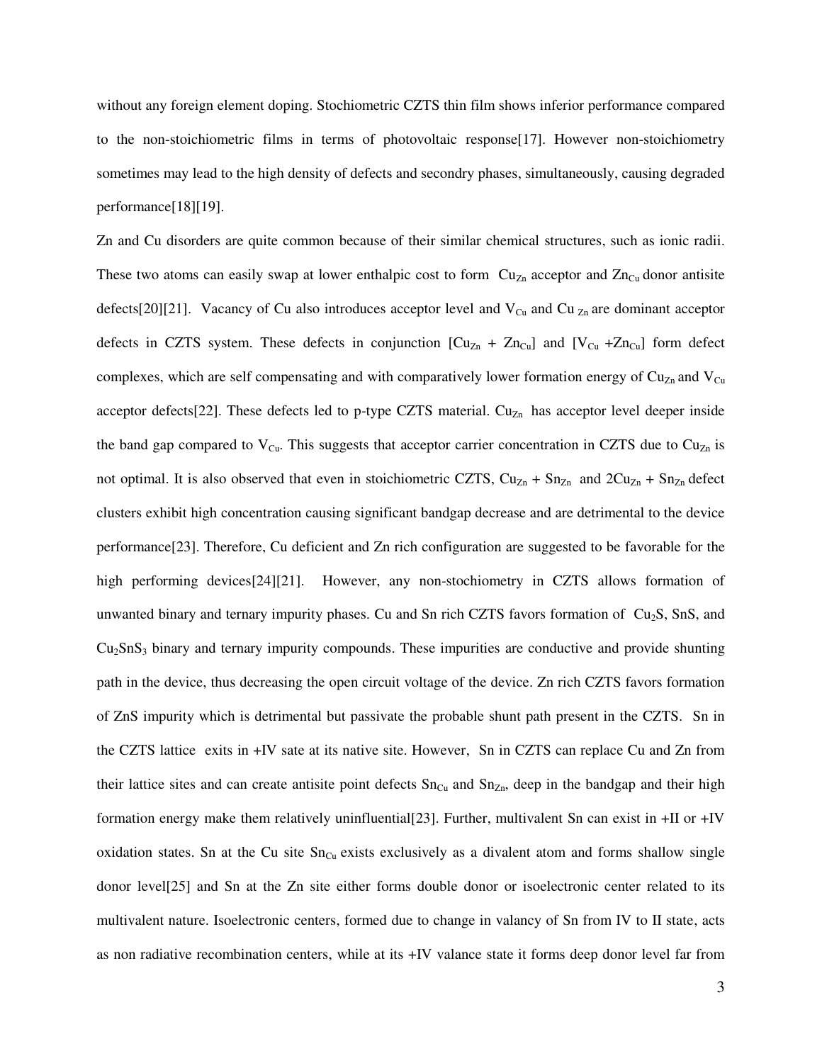without any foreign element doping. Stochiometric CZTS thin film shows inferior performance compared to the non-stoichiometric films in terms of photovoltaic response[17]. However non-stochiometry sometimes may lead to the high density of defects and secondry phases, simultaneously, causing degraded performance[18][19].

Zn and Cu disorders are quite common because of their similar chemical structures, such as ionic radii. These two atoms can easily swap at lower enthalpic cost to form $Cu_{Zn}$ acceptor and $Zn_{Cu}$ donor antisite defects[20][21]. Vacancy of Cu also introduces acceptor level and $V_{Cu}$ and $Cu_{Zn}$ are dominant acceptor defects in CZTS system. These defects in conjunction $[Cu_{Zn} + Zn_{Cu}]$ and $[V_{Cu} + Zn_{Cu}]$ form defect complexes, which are self compensating and with comparatively lower formation energy of $Cu_{Zn}$ and $V_{Cu}$ acceptor defects[22]. These defects led to p-type CZTS material. $Cu_{Zn}$ has acceptor level deeper inside the band gap compared to $V_{Cu}$. This suggests that acceptor carrier concentration in CZTS due to $Cu_{Zn}$ is not optimal. It is also observed that even in stoichiometric CZTS, $Cu_{Zn} + Sn_{Zn}$ and $2Cu_{Zn} + Sn_{Zn}$ defect clusters exhibit high concentration causing significant bandgap decrease and are detrimental to the device performance[23]. Therefore, Cu deficient and Zn rich configuration are suggested to be favorable for the high performing devices[24][21]. However, any non-stochiometry in CZTS allows formation of unwanted binary and ternary impurity phases. Cu and Sn rich CZTS favors formation of $Cu_2S$, SnS, and $Cu_2SnS_3$ binary and ternary impurity compounds. These impurities are conductive and provide shunting path in the device, thus decreasing the open circuit voltage of the device. Zn rich CZTS favors formation of ZnS impurity which is detrimental but passivate the probable shunt path present in the CZTS. Sn in the CZTS lattice exits in +IV sate at its native site. However, Sn in CZTS can replace Cu and Zn from their lattice sites and can create antisite point defects $Sn_{Cu}$ and $Sn_{Zn}$, deep in the bandgap and their high formation energy make them relatively uninfluential[23]. Further, multivalent Sn can exist in +II or +IV oxidation states. Sn at the Cu site $Sn_{Cu}$ exists exclusively as a divalent atom and forms shallow single donor level[25] and Sn at the Zn site either forms double donor or isoelectronic center related to its multivalent nature. Isoelectronic centers, formed due to change in valancy of Sn from IV to II state, acts as non radiative recombination centers, while at its +IV valance state it forms deep donor level far from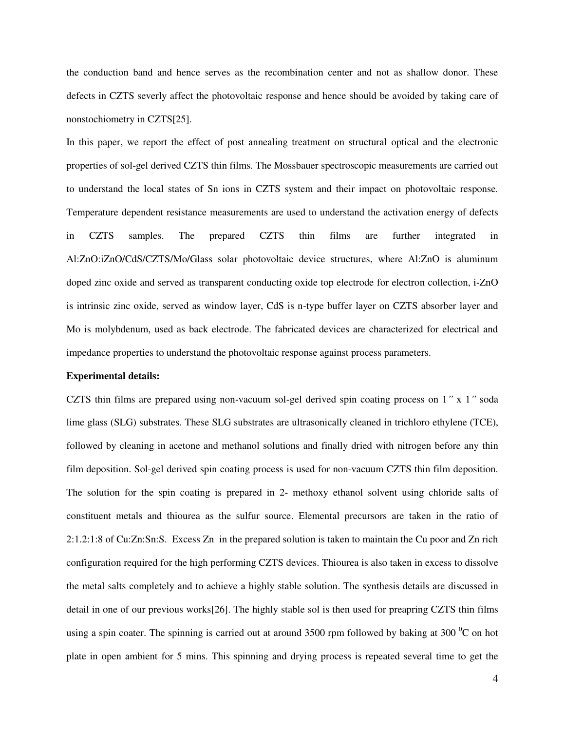the conduction band and hence serves as the recombination center and not as shallow donor. These defects in CZTS severly affect the photovoltaic response and hence should be avoided by taking care of nonstochiometry in CZTS[25].

In this paper, we report the effect of post annealing treatment on structural optical and the electronic properties of sol-gel derived CZTS thin films. The Mossbauer spectroscopic measurements are carried out to understand the local states of Sn ions in CZTS system and their impact on photovoltaic response. Temperature dependent resistance measurements are used to understand the activation energy of defects in CZTS samples. The prepared CZTS thin films are further integrated in Al:ZnO:iZnO/CdS/CZTS/Mo/Glass solar photovoltaic device structures, where Al:ZnO is aluminum doped zinc oxide and served as transparent conducting oxide top electrode for electron collection, i-ZnO is intrinsic zinc oxide, served as window layer, CdS is n-type buffer layer on CZTS absorber layer and Mo is molybdenum, used as back electrode. The fabricated devices are characterized for electrical and impedance properties to understand the photovoltaic response against process parameters.

**Experimental details:**

CZTS thin films are prepared using non-vacuum sol-gel derived spin coating process on 1*"* x 1*"* soda lime glass (SLG) substrates. These SLG substrates are ultrasonically cleaned in trichloro ethylene (TCE), followed by cleaning in acetone and methanol solutions and finally dried with nitrogen before any thin film deposition. Sol-gel derived spin coating process is used for non-vacuum CZTS thin film deposition. The solution for the spin coating is prepared in 2- methoxy ethanol solvent using chloride salts of constituent metals and thiourea as the sulfur source. Elemental precursors are taken in the ratio of 2:1.2:1:8 of Cu:Zn:Sn:S. Excess Zn in the prepared solution is taken to maintain the Cu poor and Zn rich configuration required for the high performing CZTS devices. Thiourea is also taken in excess to dissolve the metal salts completely and to achieve a highly stable solution. The synthesis details are discussed in detail in one of our previous works[26]. The highly stable sol is then used for preapring CZTS thin films using a spin coater. The spinning is carried out at around 3500 rpm followed by baking at 300 $^{0}$C on hot plate in open ambient for 5 mins. This spinning and drying process is repeated several time to get the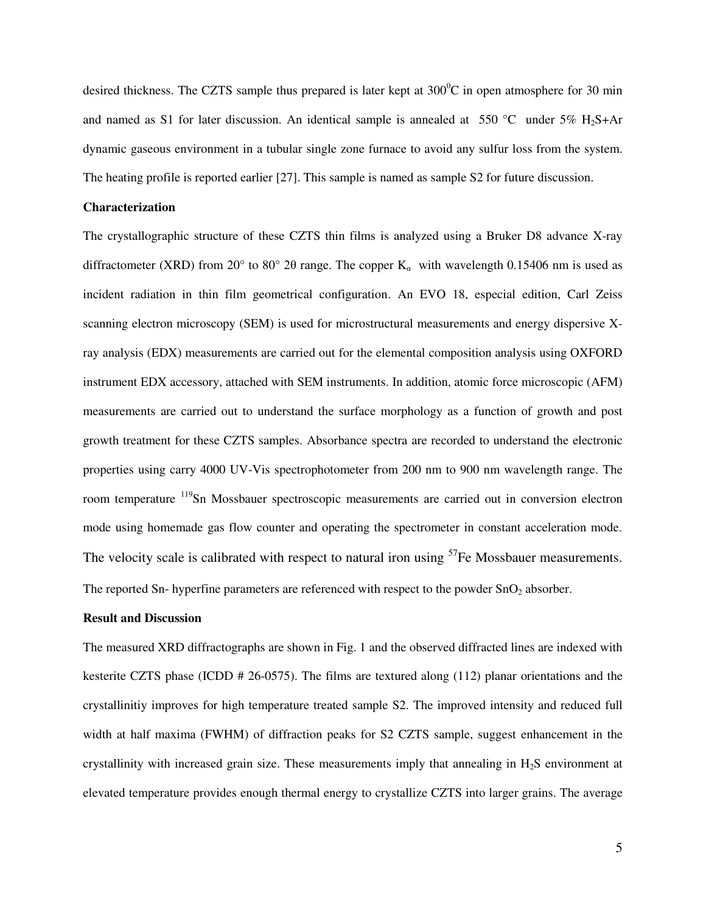desired thickness. The CZTS sample thus prepared is later kept at $300^0$C in open atmosphere for 30 min and named as S1 for later discussion. An identical sample is annealed at 550 °C under 5% $H_2S$+Ar dynamic gaseous environment in a tubular single zone furnace to avoid any sulfur loss from the system. The heating profile is reported earlier [27]. This sample is named as sample S2 for future discussion.

**Characterization**

The crystallographic structure of these CZTS thin films is analyzed using a Bruker D8 advance X-ray diffractometer (XRD) from 20° to 80° 2θ range. The copper $K_\alpha$ with wavelength 0.15406 nm is used as incident radiation in thin film geometrical configuration. An EVO 18, especial edition, Carl Zeiss scanning electron microscopy (SEM) is used for microstructural measurements and energy dispersive X-ray analysis (EDX) measurements are carried out for the elemental composition analysis using OXFORD instrument EDX accessory, attached with SEM instruments. In addition, atomic force microscopic (AFM) measurements are carried out to understand the surface morphology as a function of growth and post growth treatment for these CZTS samples. Absorbance spectra are recorded to understand the electronic properties using carry 4000 UV-Vis spectrophotometer from 200 nm to 900 nm wavelength range. The room temperature $^{119}$Sn Mossbauer spectroscopic measurements are carried out in conversion electron mode using homemade gas flow counter and operating the spectrometer in constant acceleration mode. The velocity scale is calibrated with respect to natural iron using $^{57}$Fe Mossbauer measurements. The reported Sn- hyperfine parameters are referenced with respect to the powder $SnO_2$ absorber.

**Result and Discussion**

The measured XRD diffractographs are shown in Fig. 1 and the observed diffracted lines are indexed with kesterite CZTS phase (ICDD # 26-0575). The films are textured along (112) planar orientations and the crystallinitiy improves for high temperature treated sample S2. The improved intensity and reduced full width at half maxima (FWHM) of diffraction peaks for S2 CZTS sample, suggest enhancement in the crystallinity with increased grain size. These measurements imply that annealing in $H_2S$ environment at elevated temperature provides enough thermal energy to crystallize CZTS into larger grains. The average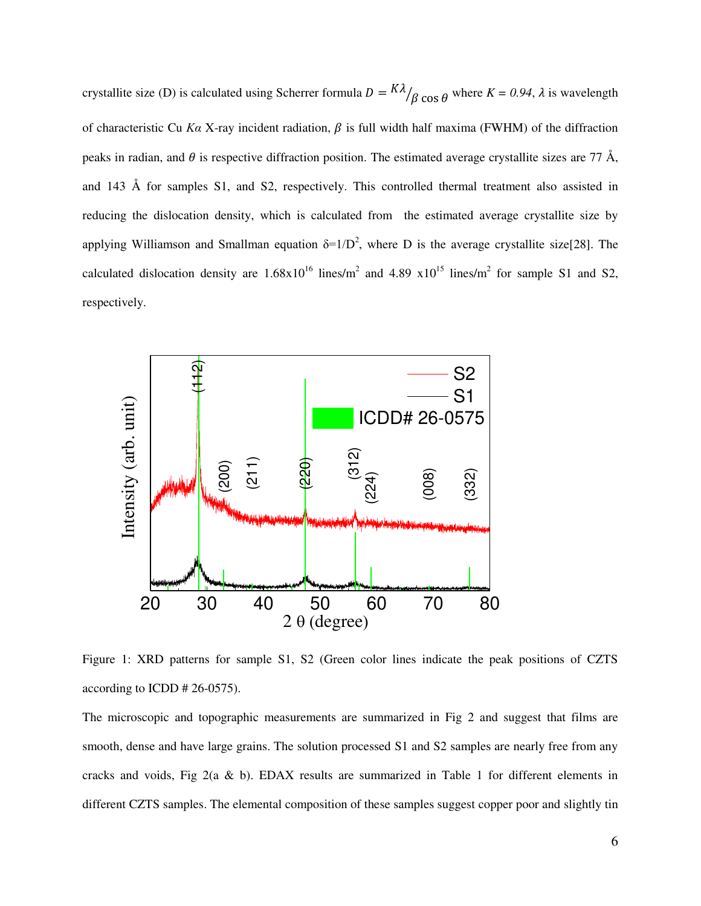crystallite size (D) is calculated using Scherrer formula $D = {K\lambda}/{\beta \cos\theta}$ where $K = 0.94$, $\lambda$ is wavelength of characteristic Cu $K\alpha$ X-ray incident radiation, $\beta$ is full width half maxima (FWHM) of the diffraction peaks in radian, and $\theta$ is respective diffraction position. The estimated average crystallite sizes are 77 Å, and 143 Å for samples S1, and S2, respectively. This controlled thermal treatment also assisted in reducing the dislocation density, which is calculated from the estimated average crystallite size by applying Williamson and Smallman equation $\delta=1/D^2$, where D is the average crystallite size[28]. The calculated dislocation density are $1.68\times10^{16}$ lines/m$^2$ and $4.89\times10^{15}$ lines/m$^2$ for sample S1 and S2, respectively.

Intensity (arb. unit)

2 θ (degree)

20 30 40 50 60 70 80

(112) (200) (211) (220) (312) (224) (008) (332)

S2
S1
ICDD# 26-0575

Figure 1: XRD patterns for sample S1, S2 (Green color lines indicate the peak positions of CZTS according to ICDD # 26-0575).

The microscopic and topographic measurements are summarized in Fig 2 and suggest that films are smooth, dense and have large grains. The solution processed S1 and S2 samples are nearly free from any cracks and voids, Fig 2(a & b). EDAX results are summarized in Table 1 for different elements in different CZTS samples. The elemental composition of these samples suggest copper poor and slightly tin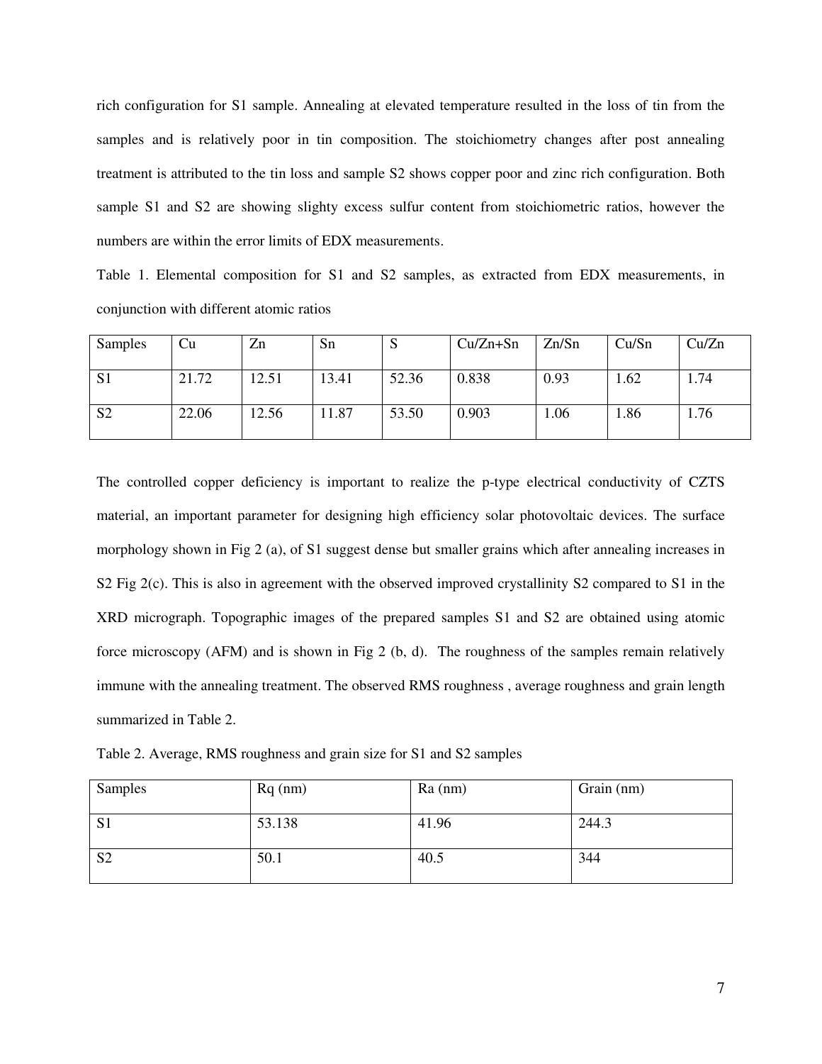rich configuration for S1 sample. Annealing at elevated temperature resulted in the loss of tin from the samples and is relatively poor in tin composition. The stoichiometry changes after post annealing treatment is attributed to the tin loss and sample S2 shows copper poor and zinc rich configuration. Both sample S1 and S2 are showing slighty excess sulfur content from stoichiometric ratios, however the numbers are within the error limits of EDX measurements.

Table 1. Elemental composition for S1 and S2 samples, as extracted from EDX measurements, in conjunction with different atomic ratios

| Samples | Cu | Zn | Sn | S | Cu/Zn+Sn | Zn/Sn | Cu/Sn | Cu/Zn |
|---|---|---|---|---|---|---|---|---|
| S1 | 21.72 | 12.51 | 13.41 | 52.36 | 0.838 | 0.93 | 1.62 | 1.74 |
| S2 | 22.06 | 12.56 | 11.87 | 53.50 | 0.903 | 1.06 | 1.86 | 1.76 |

The controlled copper deficiency is important to realize the p-type electrical conductivity of CZTS material, an important parameter for designing high efficiency solar photovoltaic devices. The surface morphology shown in Fig 2 (a), of S1 suggest dense but smaller grains which after annealing increases in S2 Fig 2(c). This is also in agreement with the observed improved crystallinity S2 compared to S1 in the XRD micrograph. Topographic images of the prepared samples S1 and S2 are obtained using atomic force microscopy (AFM) and is shown in Fig 2 (b, d). The roughness of the samples remain relatively immune with the annealing treatment. The observed RMS roughness , average roughness and grain length summarized in Table 2.

Table 2. Average, RMS roughness and grain size for S1 and S2 samples

| Samples | Rq (nm) | Ra (nm) | Grain (nm) |
|---|---|---|---|
| S1 | 53.138 | 41.96 | 244.3 |
| S2 | 50.1 | 40.5 | 344 |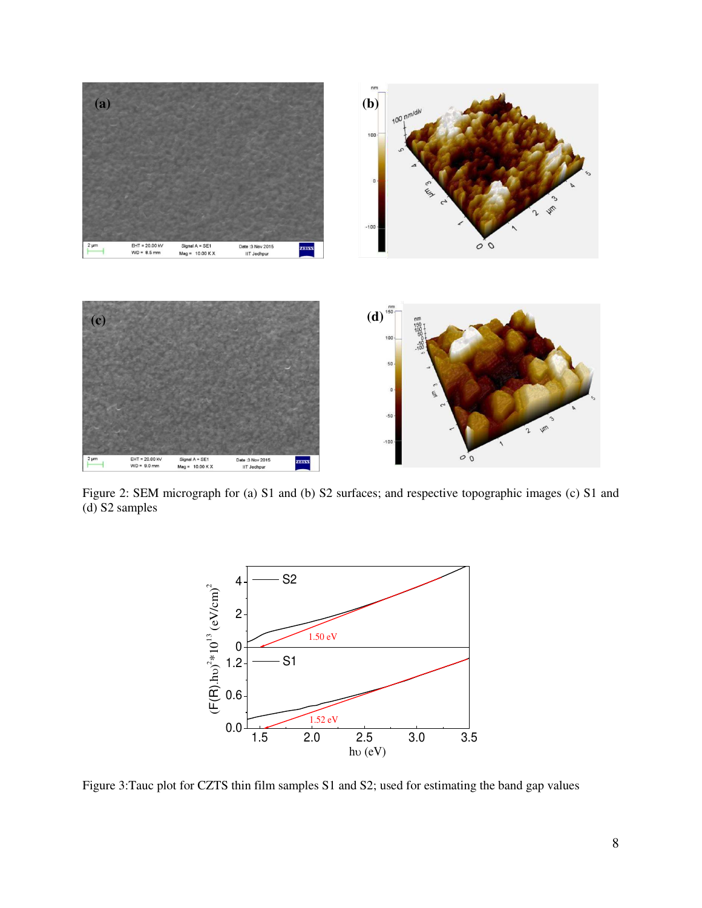(a)

2 μm EHT = 20.00 kV WD = 8.5 mm Signal A = SE1 Mag = 10.00 K X Date :3 Nov 2015 IIT Jodhpur ZEISS

(b)

nm 100 0 -100

100 nm/div

μm 0 1 2 3 4 5

(c)

2 μm EHT = 20.00 kV WD = 9.0 mm Signal A = SE1 Mag = 10.00 K X Date :3 Nov 2015 IIT Jodhpur ZEISS

(d)

nm 150 100 50 0 -50 -100

μm 0 1 2 3 4 5

Figure 2: SEM micrograph for (a) S1 and (b) S2 surfaces; and respective topographic images (c) S1 and (d) S2 samples

S2

1.50 eV

S1

1.52 eV

$(F(R).h\upsilon)^2 * 10^{13}$ $(eV/cm)^2$

4 2 0 1.2 0.6 0.0

1.5 2.0 2.5 3.0 3.5

$h\upsilon$ (eV)

Figure 3:Tauc plot for CZTS thin film samples S1 and S2; used for estimating the band gap values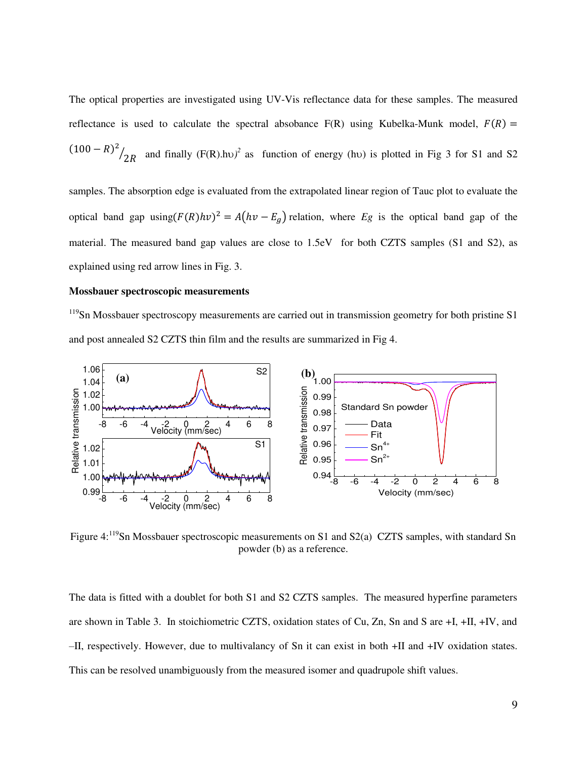The optical properties are investigated using UV-Vis reflectance data for these samples. The measured reflectance is used to calculate the spectral absobance F(R) using Kubelka-Munk model, $F(R) = {(100-R)^2}/{2R}$ and finally (F(R).hυ)$^2$ as function of energy (hυ) is plotted in Fig 3 for S1 and S2 samples. The absorption edge is evaluated from the extrapolated linear region of Tauc plot to evaluate the optical band gap using$(F(R)h\nu)^2 = A(h\nu - E_g)$ relation, where $Eg$ is the optical band gap of the material. The measured band gap values are close to 1.5eV for both CZTS samples (S1 and S2), as explained using red arrow lines in Fig. 3.

**Mossbauer spectroscopic measurements**

$^{119}$Sn Mossbauer spectroscopy measurements are carried out in transmission geometry for both pristine S1 and post annealed S2 CZTS thin film and the results are summarized in Fig 4.

(a)
S2
Relative transmission
1.06
1.04
1.02
1.00
Velocity (mm/sec)
S1
1.02
1.01
1.00
0.99
-8 -6 -4 -2 0 2 4 6 8
Velocity (mm/sec)

(b)
Relative transmission
1.00
0.99
0.98
0.97
0.96
0.95
0.94
Standard Sn powder
Data
Fit
Sn$^{4+}$
Sn$^{2+}$
-8 -6 -4 -2 0 2 4 6 8
Velocity (mm/sec)

Figure 4:$^{119}$Sn Mossbauer spectroscopic measurements on S1 and S2(a) CZTS samples, with standard Sn powder (b) as a reference.

The data is fitted with a doublet for both S1 and S2 CZTS samples. The measured hyperfine parameters are shown in Table 3. In stoichiometric CZTS, oxidation states of Cu, Zn, Sn and S are +I, +II, +IV, and –II, respectively. However, due to multivalancy of Sn it can exist in both +II and +IV oxidation states. This can be resolved unambiguously from the measured isomer and quadrupole shift values.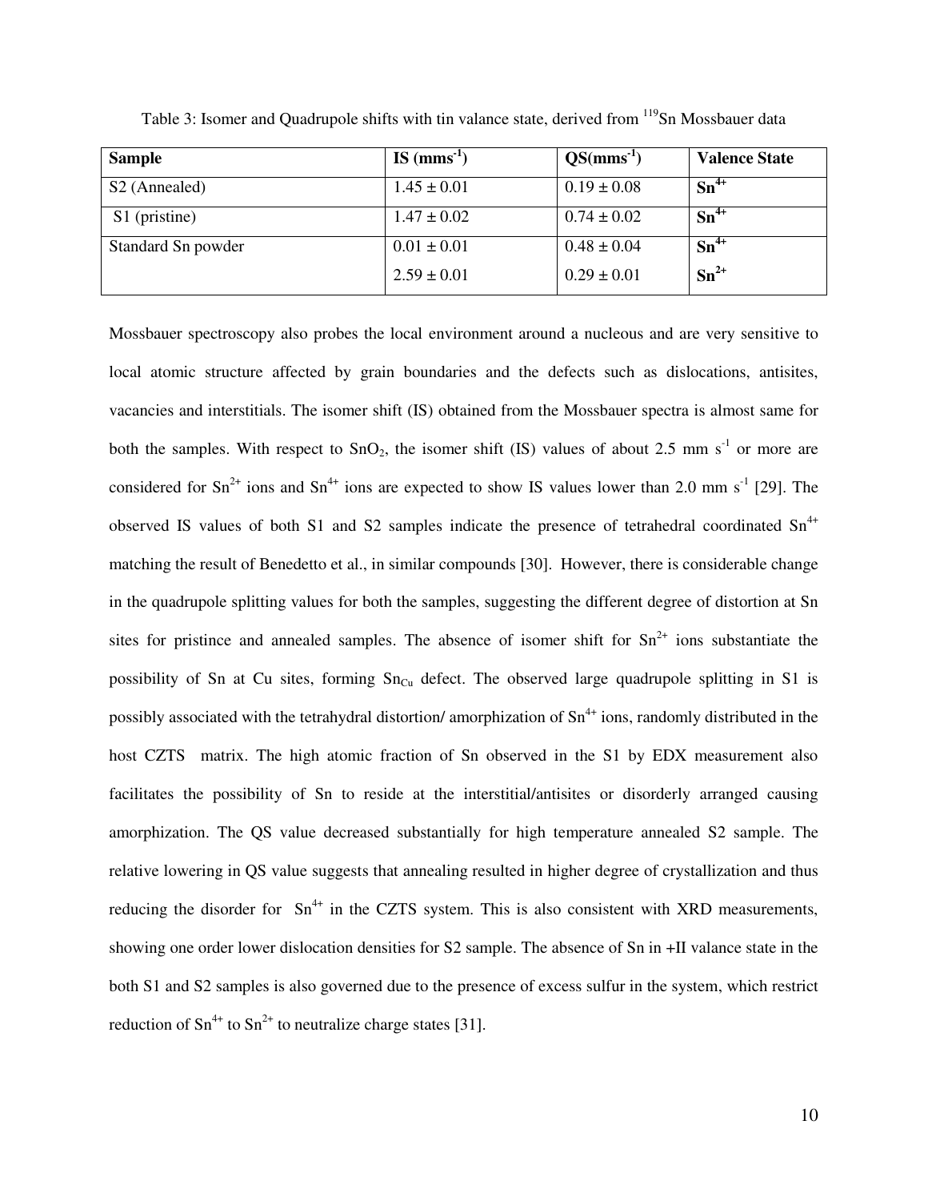Table 3: Isomer and Quadrupole shifts with tin valance state, derived from $^{119}Sn$ Mossbauer data

| Sample | IS ($mms^{-1}$) | QS($mms^{-1}$) | Valence State |
|---|---|---|---|
| S2 (Annealed) | 1.45 ± 0.01 | 0.19 ± 0.08 | $Sn^{4+}$ |
| S1 (pristine) | 1.47 ± 0.02 | 0.74 ± 0.02 | $Sn^{4+}$ |
| Standard Sn powder | 0.01 ± 0.01 | 0.48 ± 0.04 | $Sn^{4+}$ |
| | 2.59 ± 0.01 | 0.29 ± 0.01 | $Sn^{2+}$ |

Mossbauer spectroscopy also probes the local environment around a nucleous and are very sensitive to local atomic structure affected by grain boundaries and the defects such as dislocations, antisites, vacancies and interstitials. The isomer shift (IS) obtained from the Mossbauer spectra is almost same for both the samples. With respect to $SnO_2$, the isomer shift (IS) values of about 2.5 mm $s^{-1}$ or more are considered for $Sn^{2+}$ ions and $Sn^{4+}$ ions are expected to show IS values lower than 2.0 mm $s^{-1}$ [29]. The observed IS values of both S1 and S2 samples indicate the presence of tetrahedral coordinated $Sn^{4+}$ matching the result of Benedetto et al., in similar compounds [30]. However, there is considerable change in the quadrupole splitting values for both the samples, suggesting the different degree of distortion at Sn sites for pristince and annealed samples. The absence of isomer shift for $Sn^{2+}$ ions substantiate the possibility of Sn at Cu sites, forming $Sn_{Cu}$ defect. The observed large quadrupole splitting in S1 is possibly associated with the tetrahydral distortion/ amorphization of $Sn^{4+}$ ions, randomly distributed in the host CZTS matrix. The high atomic fraction of Sn observed in the S1 by EDX measurement also facilitates the possibility of Sn to reside at the interstitial/antisites or disorderly arranged causing amorphization. The QS value decreased substantially for high temperature annealed S2 sample. The relative lowering in QS value suggests that annealing resulted in higher degree of crystallization and thus reducing the disorder for $Sn^{4+}$ in the CZTS system. This is also consistent with XRD measurements, showing one order lower dislocation densities for S2 sample. The absence of Sn in +II valance state in the both S1 and S2 samples is also governed due to the presence of excess sulfur in the system, which restrict reduction of $Sn^{4+}$ to $Sn^{2+}$ to neutralize charge states [31].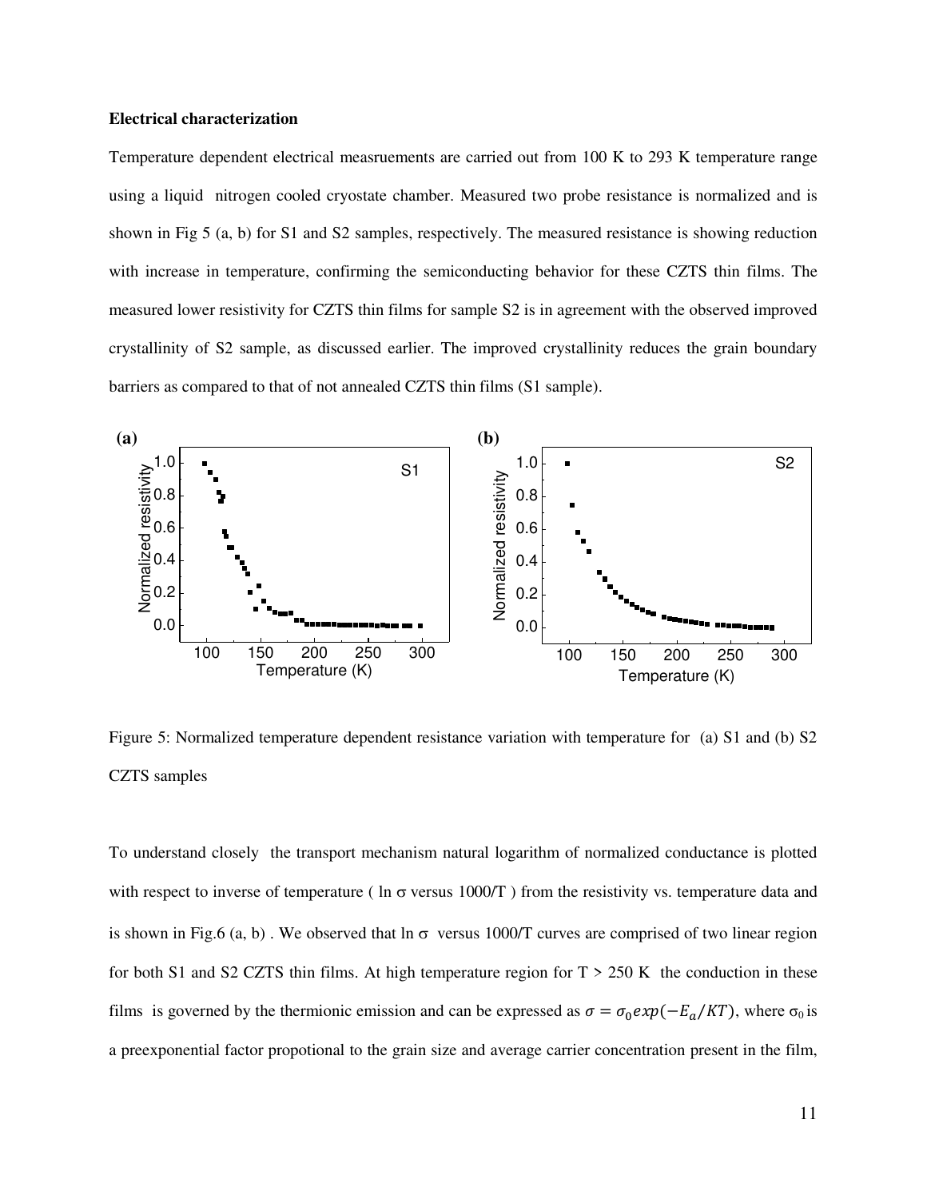**Electrical characterization**

Temperature dependent electrical measruements are carried out from 100 K to 293 K temperature range using a liquid nitrogen cooled cryostate chamber. Measured two probe resistance is normalized and is shown in Fig 5 (a, b) for S1 and S2 samples, respectively. The measured resistance is showing reduction with increase in temperature, confirming the semiconducting behavior for these CZTS thin films. The measured lower resistivity for CZTS thin films for sample S2 is in agreement with the observed improved crystallinity of S2 sample, as discussed earlier. The improved crystallinity reduces the grain boundary barriers as compared to that of not annealed CZTS thin films (S1 sample).

(a)

S1

Normalized resistivity

1.0
0.8
0.6
0.4
0.2
0.0

100 150 200 250 300

Temperature (K)

(b)

S2

Normalized resistivity

1.0
0.8
0.6
0.4
0.2
0.0

100 150 200 250 300

Temperature (K)

Figure 5: Normalized temperature dependent resistance variation with temperature for (a) S1 and (b) S2 CZTS samples

To understand closely the transport mechanism natural logarithm of normalized conductance is plotted with respect to inverse of temperature ( ln σ versus 1000/T ) from the resistivity vs. temperature data and is shown in Fig.6 (a, b) . We observed that ln σ versus 1000/T curves are comprised of two linear region for both S1 and S2 CZTS thin films. At high temperature region for T > 250 K the conduction in these films is governed by the thermionic emission and can be expressed as $\sigma = \sigma_0 exp(-E_a/KT)$, where $\sigma_0$ is a preexponential factor propotional to the grain size and average carrier concentration present in the film,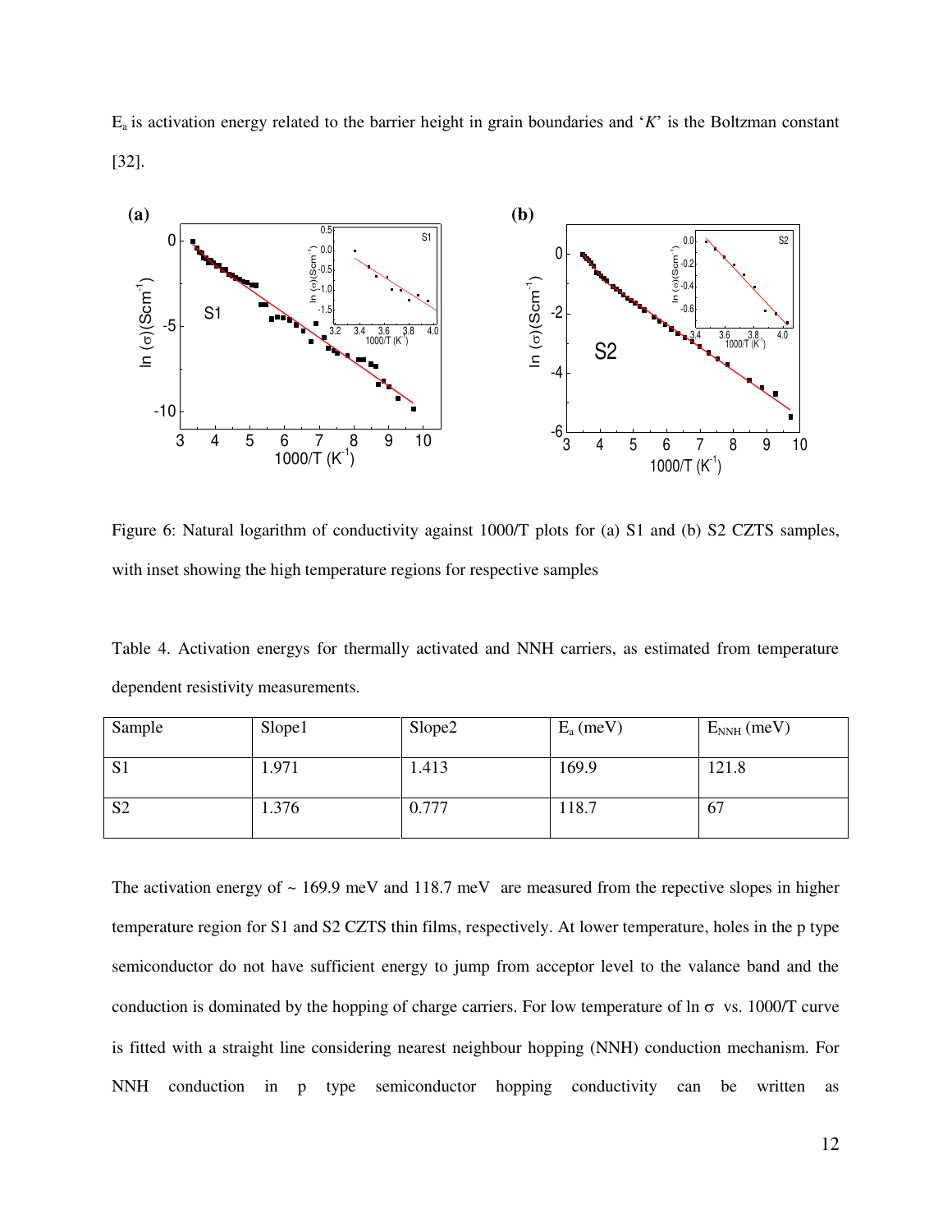$E_a$ is activation energy related to the barrier height in grain boundaries and '$K$' is the Boltzman constant [32].

(a)

S1

ln (σ)(Scm$^{-1}$)

1000/T (K$^{-1}$)

0

-5

-10

3 4 5 6 7 8 9 10

Inset: S1, ln (σ)(Scm$^{-1}$), 1000/T (K$^{-1}$), 0.5 0.0 -0.5 -1.0 -1.5, 3.2 3.4 3.6 3.8 4.0

(b)

S2

ln (σ)(Scm$^{-1}$)

1000/T (K$^{-1}$)

0

-2

-4

-6

3 4 5 6 7 8 9 10

Inset: S2, ln (σ)(Scm$^{-1}$), 1000/T (K$^{-1}$), 0.0 -0.2 -0.4 -0.6, 3.4 3.6 3.8 4.0

Figure 6: Natural logarithm of conductivity against 1000/T plots for (a) S1 and (b) S2 CZTS samples, with inset showing the high temperature regions for respective samples

Table 4. Activation energys for thermally activated and NNH carriers, as estimated from temperature dependent resistivity measurements.

| Sample | Slope1 | Slope2 | $E_a$ (meV) | $E_{NNH}$ (meV) |
|---|---|---|---|---|
| S1 | 1.971 | 1.413 | 169.9 | 121.8 |
| S2 | 1.376 | 0.777 | 118.7 | 67 |

The activation energy of ~ 169.9 meV and 118.7 meV are measured from the repective slopes in higher temperature region for S1 and S2 CZTS thin films, respectively. At lower temperature, holes in the p type semiconductor do not have sufficient energy to jump from acceptor level to the valance band and the conduction is dominated by the hopping of charge carriers. For low temperature of ln σ vs. 1000/T curve is fitted with a straight line considering nearest neighbour hopping (NNH) conduction mechanism. For NNH conduction in p type semiconductor hopping conductivity can be written as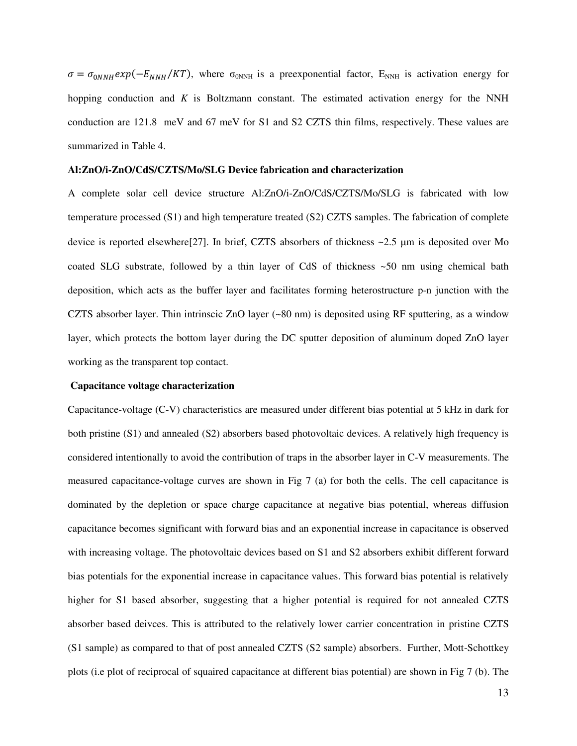$\sigma = \sigma_{0NNH} exp(-E_{NNH}/KT)$, where $\sigma_{0NNH}$ is a preexponential factor, $E_{NNH}$ is activation energy for hopping conduction and $K$ is Boltzmann constant. The estimated activation energy for the NNH conduction are 121.8 meV and 67 meV for S1 and S2 CZTS thin films, respectively. These values are summarized in Table 4.

**Al:ZnO/i-ZnO/CdS/CZTS/Mo/SLG Device fabrication and characterization**

A complete solar cell device structure Al:ZnO/i-ZnO/CdS/CZTS/Mo/SLG is fabricated with low temperature processed (S1) and high temperature treated (S2) CZTS samples. The fabrication of complete device is reported elsewhere[27]. In brief, CZTS absorbers of thickness ~2.5 μm is deposited over Mo coated SLG substrate, followed by a thin layer of CdS of thickness ~50 nm using chemical bath deposition, which acts as the buffer layer and facilitates forming heterostructure p-n junction with the CZTS absorber layer. Thin intrinscic ZnO layer (~80 nm) is deposited using RF sputtering, as a window layer, which protects the bottom layer during the DC sputter deposition of aluminum doped ZnO layer working as the transparent top contact.

**Capacitance voltage characterization**

Capacitance-voltage (C-V) characteristics are measured under different bias potential at 5 kHz in dark for both pristine (S1) and annealed (S2) absorbers based photovoltaic devices. A relatively high frequency is considered intentionally to avoid the contribution of traps in the absorber layer in C-V measurements. The measured capacitance-voltage curves are shown in Fig 7 (a) for both the cells. The cell capacitance is dominated by the depletion or space charge capacitance at negative bias potential, whereas diffusion capacitance becomes significant with forward bias and an exponential increase in capacitance is observed with increasing voltage. The photovoltaic devices based on S1 and S2 absorbers exhibit different forward bias potentials for the exponential increase in capacitance values. This forward bias potential is relatively higher for S1 based absorber, suggesting that a higher potential is required for not annealed CZTS absorber based deivces. This is attributed to the relatively lower carrier concentration in pristine CZTS (S1 sample) as compared to that of post annealed CZTS (S2 sample) absorbers. Further, Mott-Schottkey plots (i.e plot of reciprocal of squaired capacitance at different bias potential) are shown in Fig 7 (b). The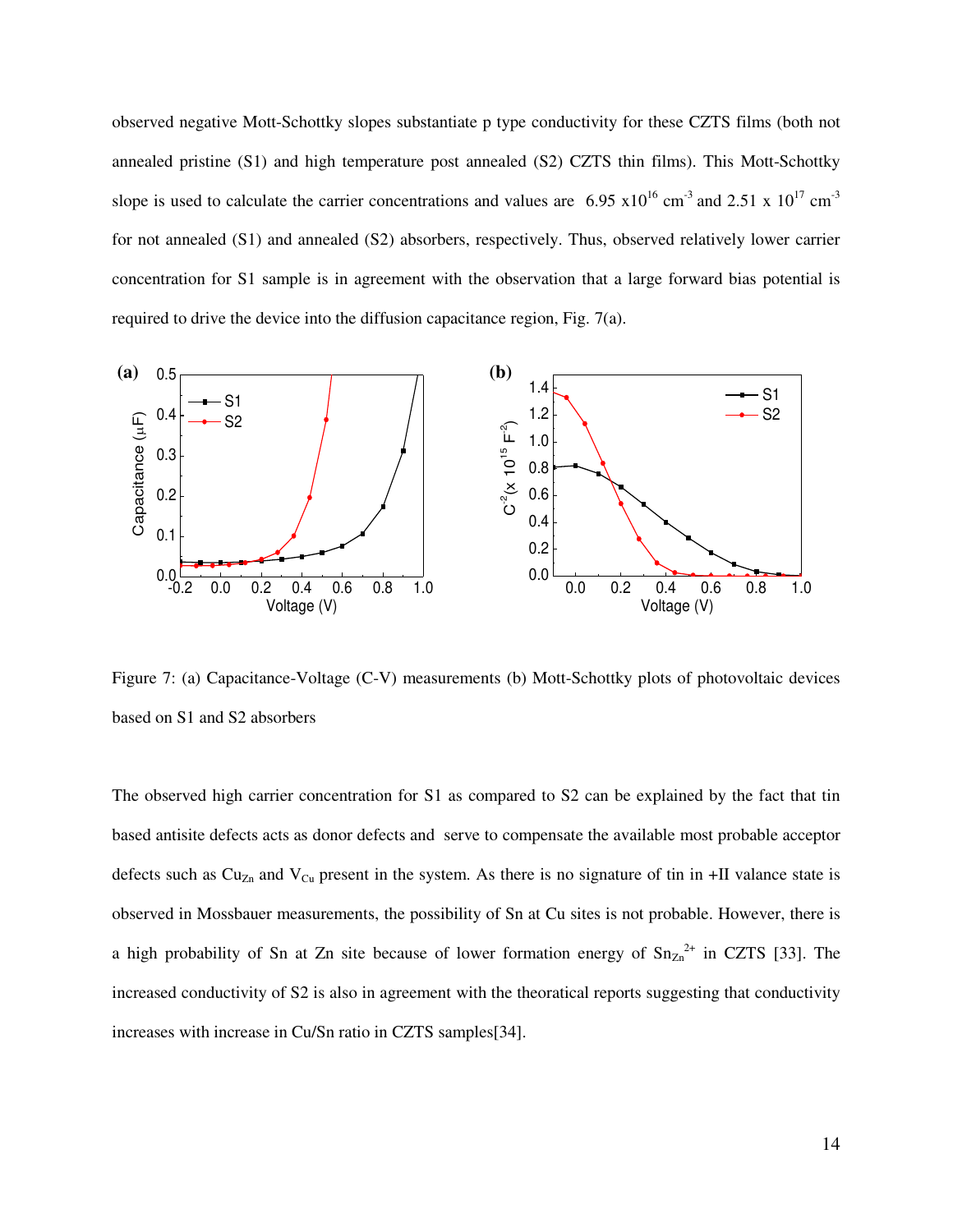observed negative Mott-Schottky slopes substantiate p type conductivity for these CZTS films (both not annealed pristine (S1) and high temperature post annealed (S2) CZTS thin films). This Mott-Schottky slope is used to calculate the carrier concentrations and values are $6.95 \times 10^{16}$ $cm^{-3}$ and $2.51 \times 10^{17}$ $cm^{-3}$ for not annealed (S1) and annealed (S2) absorbers, respectively. Thus, observed relatively lower carrier concentration for S1 sample is in agreement with the observation that a large forward bias potential is required to drive the device into the diffusion capacitance region, Fig. 7(a).

Figure 7: (a) Capacitance-Voltage (C-V) measurements (b) Mott-Schottky plots of photovoltaic devices based on S1 and S2 absorbers

The observed high carrier concentration for S1 as compared to S2 can be explained by the fact that tin based antisite defects acts as donor defects and serve to compensate the available most probable acceptor defects such as $Cu_{Zn}$ and $V_{Cu}$ present in the system. As there is no signature of tin in +II valance state is observed in Mossbauer measurements, the possibility of Sn at Cu sites is not probable. However, there is a high probability of Sn at Zn site because of lower formation energy of $Sn_{Zn}^{2+}$ in CZTS [33]. The increased conductivity of S2 is also in agreement with the theoratical reports suggesting that conductivity increases with increase in Cu/Sn ratio in CZTS samples[34].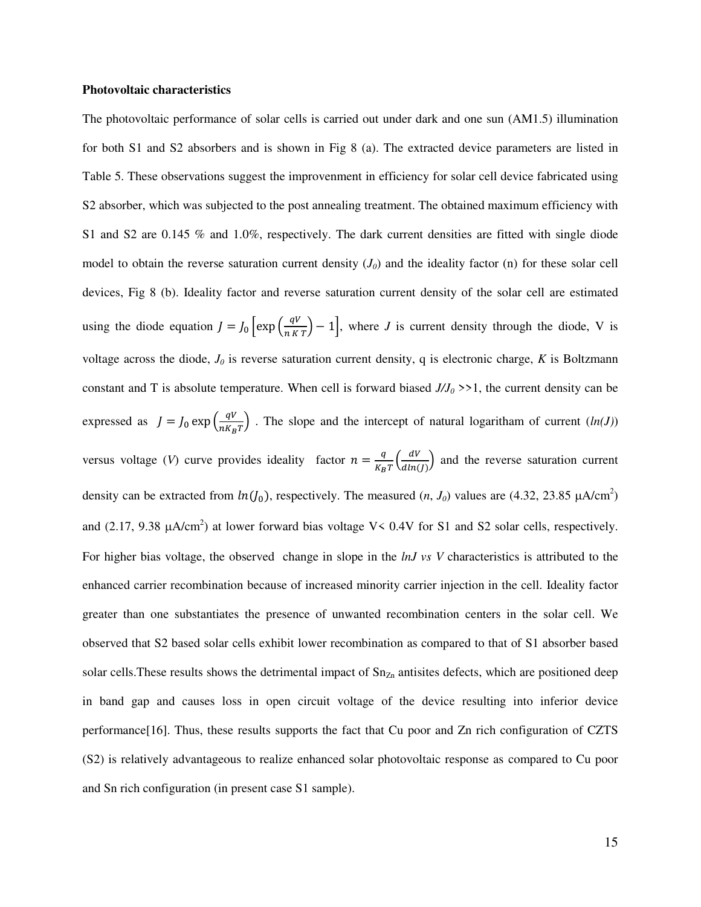**Photovoltaic characteristics**

The photovoltaic performance of solar cells is carried out under dark and one sun (AM1.5) illumination for both S1 and S2 absorbers and is shown in Fig 8 (a). The extracted device parameters are listed in Table 5. These observations suggest the improvenment in efficiency for solar cell device fabricated using S2 absorber, which was subjected to the post annealing treatment. The obtained maximum efficiency with S1 and S2 are 0.145 % and 1.0%, respectively. The dark current densities are fitted with single diode model to obtain the reverse saturation current density ($J_0$) and the ideality factor (n) for these solar cell devices, Fig 8 (b). Ideality factor and reverse saturation current density of the solar cell are estimated using the diode equation $J = J_0\left[\exp\left(\frac{qV}{n\,K\,T}\right) - 1\right]$, where $J$ is current density through the diode, V is voltage across the diode, $J_0$ is reverse saturation current density, q is electronic charge, $K$ is Boltzmann constant and T is absolute temperature. When cell is forward biased $J/J_0$ >>1, the current density can be expressed as $J = J_0 \exp\left(\frac{qV}{nK_BT}\right)$. The slope and the intercept of natural logaritham of current ($ln(J)$) versus voltage ($V$) curve provides ideality factor $n = \frac{q}{K_BT}\left(\frac{dV}{dln(J)}\right)$ and the reverse saturation current density can be extracted from $ln(J_0)$, respectively. The measured ($n$, $J_0$) values are (4.32, 23.85 μA/cm$^2$) and (2.17, 9.38 μA/cm$^2$) at lower forward bias voltage V< 0.4V for S1 and S2 solar cells, respectively. For higher bias voltage, the observed change in slope in the *lnJ vs V* characteristics is attributed to the enhanced carrier recombination because of increased minority carrier injection in the cell. Ideality factor greater than one substantiates the presence of unwanted recombination centers in the solar cell. We observed that S2 based solar cells exhibit lower recombination as compared to that of S1 absorber based solar cells.These results shows the detrimental impact of $Sn_{Zn}$ antisites defects, which are positioned deep in band gap and causes loss in open circuit voltage of the device resulting into inferior device performance[16]. Thus, these results supports the fact that Cu poor and Zn rich configuration of CZTS (S2) is relatively advantageous to realize enhanced solar photovoltaic response as compared to Cu poor and Sn rich configuration (in present case S1 sample).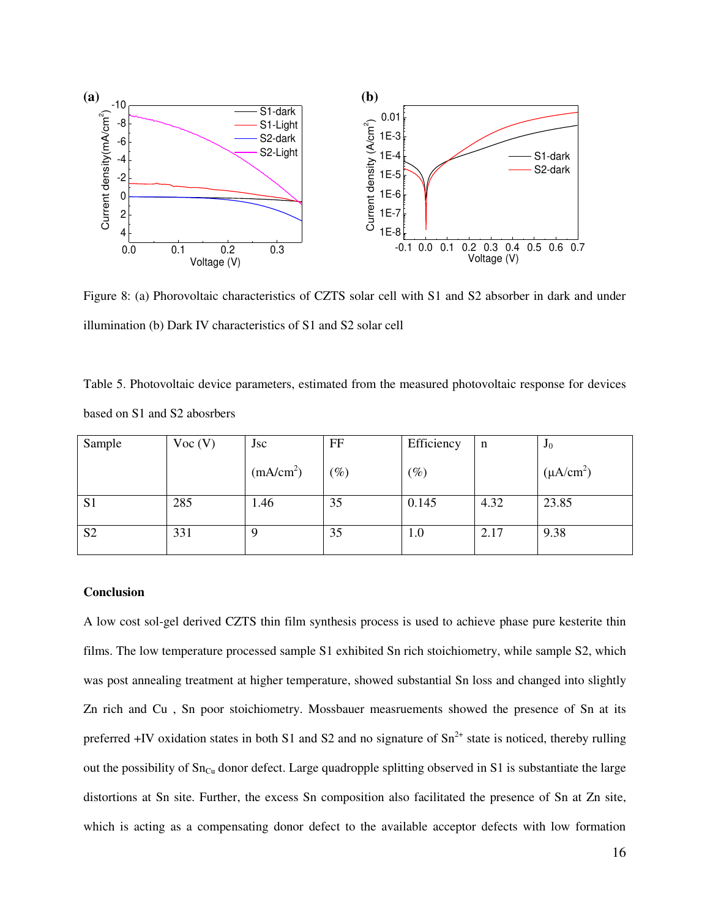(a)

Current density(mA/cm$^2$)

-10
-8
-6
-4
-2
0
2
4

0.0 0.1 0.2 0.3

Voltage (V)

S1-dark
S1-Light
S2-dark
S2-Light

(b)

Current density (A/cm$^2$)

0.01
1E-3
1E-4
1E-5
1E-6
1E-7
1E-8

-0.1 0.0 0.1 0.2 0.3 0.4 0.5 0.6 0.7

Voltage (V)

S1-dark
S2-dark

Figure 8: (a) Phorovoltaic characteristics of CZTS solar cell with S1 and S2 absorber in dark and under illumination (b) Dark IV characteristics of S1 and S2 solar cell

Table 5. Photovoltaic device parameters, estimated from the measured photovoltaic response for devices based on S1 and S2 abosrbers

| Sample | Voc (V) | Jsc (mA/cm$^2$) | FF (%) | Efficiency (%) | n | $J_0$ (μA/cm$^2$) |
|---|---|---|---|---|---|---|
| S1 | 285 | 1.46 | 35 | 0.145 | 4.32 | 23.85 |
| S2 | 331 | 9 | 35 | 1.0 | 2.17 | 9.38 |

**Conclusion**

A low cost sol-gel derived CZTS thin film synthesis process is used to achieve phase pure kesterite thin films. The low temperature processed sample S1 exhibited Sn rich stoichiometry, while sample S2, which was post annealing treatment at higher temperature, showed substantial Sn loss and changed into slightly Zn rich and Cu , Sn poor stoichiometry. Mossbauer measruements showed the presence of Sn at its preferred +IV oxidation states in both S1 and S2 and no signature of $Sn^{2+}$ state is noticed, thereby rulling out the possibility of $Sn_{Cu}$ donor defect. Large quadropple splitting observed in S1 is substantiate the large distortions at Sn site. Further, the excess Sn composition also facilitated the presence of Sn at Zn site, which is acting as a compensating donor defect to the available acceptor defects with low formation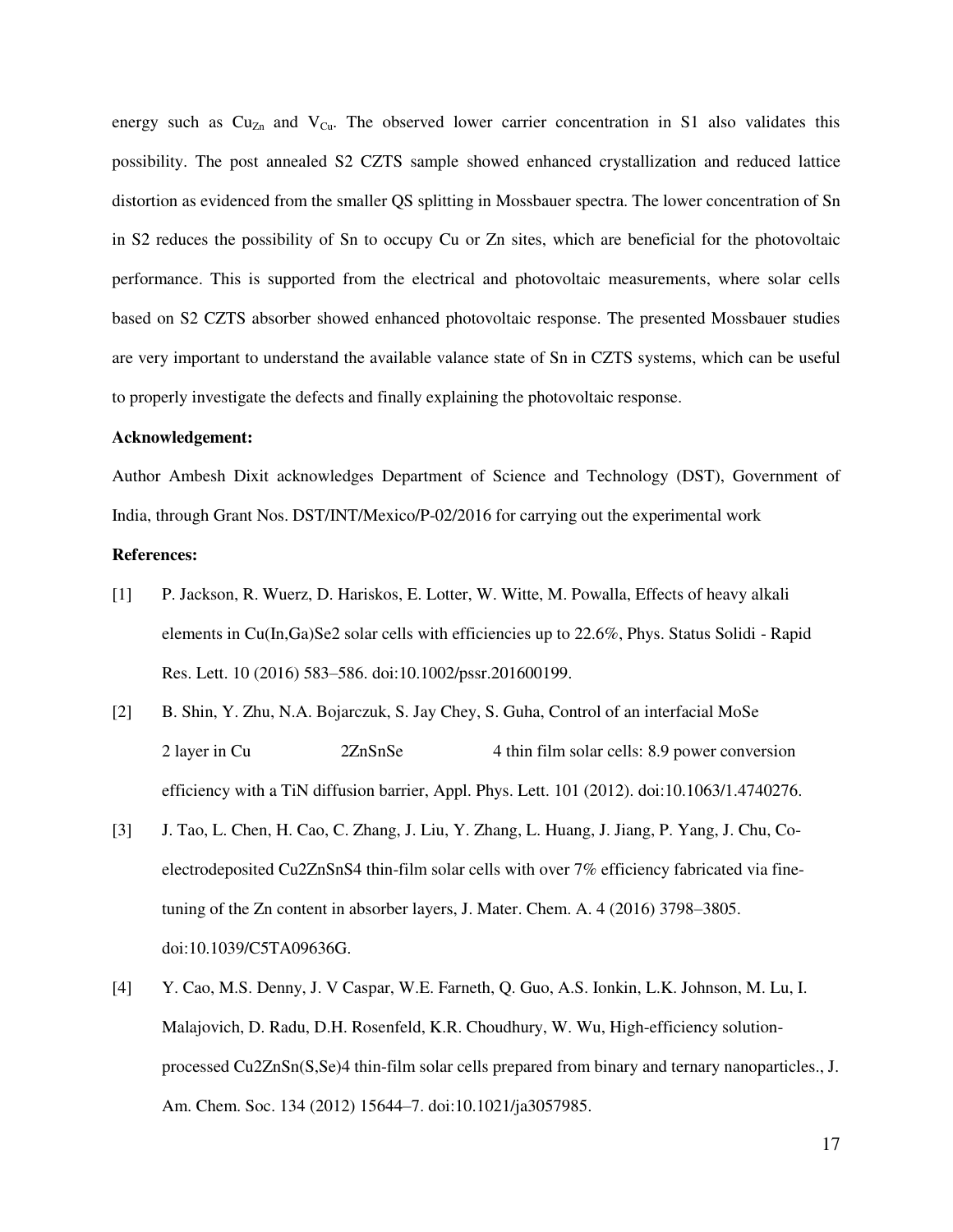energy such as $Cu_{Zn}$ and $V_{Cu}$. The observed lower carrier concentration in S1 also validates this possibility. The post annealed S2 CZTS sample showed enhanced crystallization and reduced lattice distortion as evidenced from the smaller QS splitting in Mossbauer spectra. The lower concentration of Sn in S2 reduces the possibility of Sn to occupy Cu or Zn sites, which are beneficial for the photovoltaic performance. This is supported from the electrical and photovoltaic measurements, where solar cells based on S2 CZTS absorber showed enhanced photovoltaic response. The presented Mossbauer studies are very important to understand the available valance state of Sn in CZTS systems, which can be useful to properly investigate the defects and finally explaining the photovoltaic response.

**Acknowledgement:**

Author Ambesh Dixit acknowledges Department of Science and Technology (DST), Government of India, through Grant Nos. DST/INT/Mexico/P-02/2016 for carrying out the experimental work

**References:**

[1] P. Jackson, R. Wuerz, D. Hariskos, E. Lotter, W. Witte, M. Powalla, Effects of heavy alkali elements in Cu(In,Ga)Se2 solar cells with efficiencies up to 22.6%, Phys. Status Solidi - Rapid Res. Lett. 10 (2016) 583–586. doi:10.1002/pssr.201600199.

[2] B. Shin, Y. Zhu, N.A. Bojarczuk, S. Jay Chey, S. Guha, Control of an interfacial MoSe 2 layer in Cu 2ZnSnSe 4 thin film solar cells: 8.9 power conversion efficiency with a TiN diffusion barrier, Appl. Phys. Lett. 101 (2012). doi:10.1063/1.4740276.

[3] J. Tao, L. Chen, H. Cao, C. Zhang, J. Liu, Y. Zhang, L. Huang, J. Jiang, P. Yang, J. Chu, Co-electrodeposited Cu2ZnSnS4 thin-film solar cells with over 7% efficiency fabricated via fine-tuning of the Zn content in absorber layers, J. Mater. Chem. A. 4 (2016) 3798–3805. doi:10.1039/C5TA09636G.

[4] Y. Cao, M.S. Denny, J. V Caspar, W.E. Farneth, Q. Guo, A.S. Ionkin, L.K. Johnson, M. Lu, I. Malajovich, D. Radu, D.H. Rosenfeld, K.R. Choudhury, W. Wu, High-efficiency solution-processed Cu2ZnSn(S,Se)4 thin-film solar cells prepared from binary and ternary nanoparticles., J. Am. Chem. Soc. 134 (2012) 15644–7. doi:10.1021/ja3057985.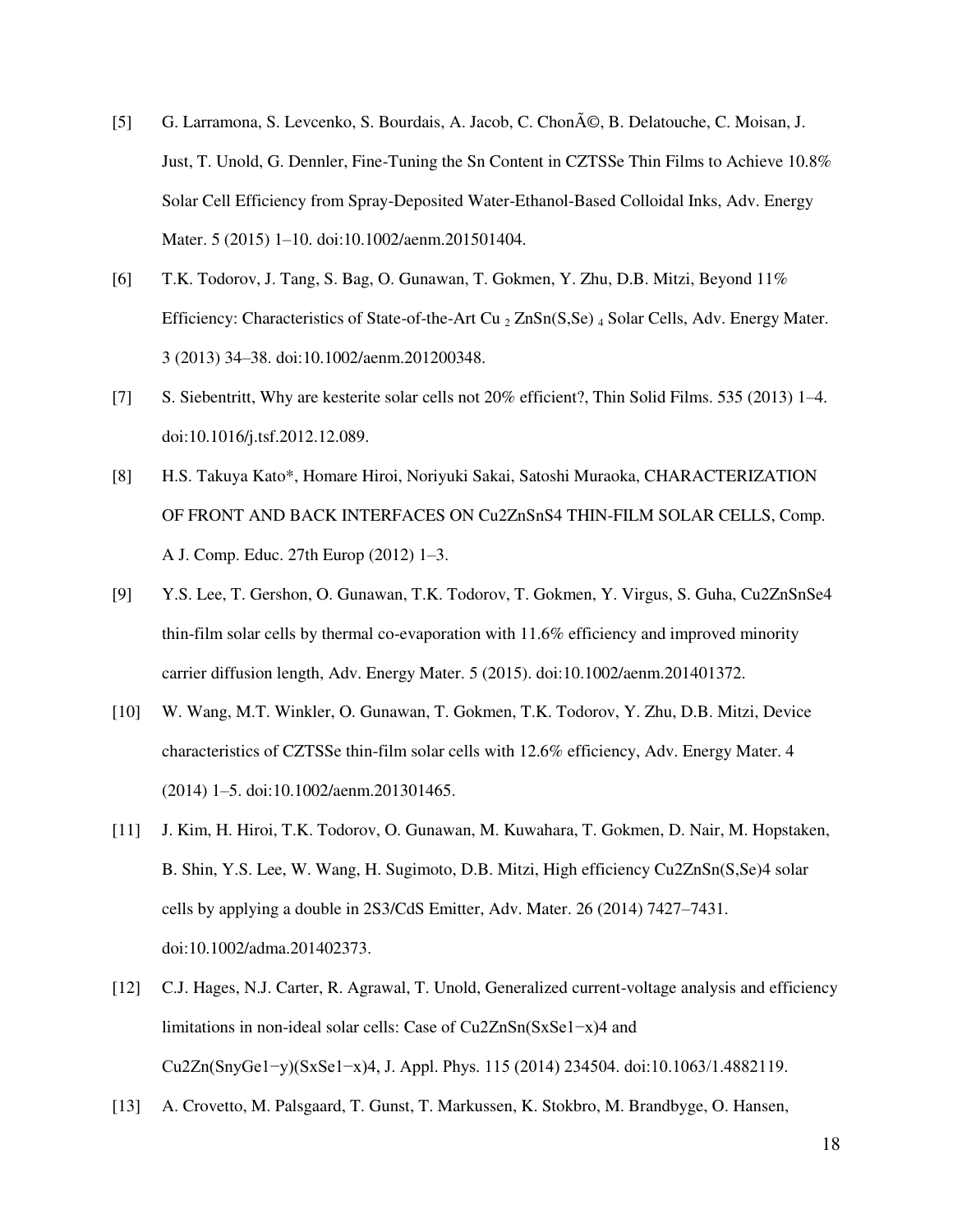[5] G. Larramona, S. Levcenko, S. Bourdais, A. Jacob, C. ChonÃ©, B. Delatouche, C. Moisan, J. Just, T. Unold, G. Dennler, Fine-Tuning the Sn Content in CZTSSe Thin Films to Achieve 10.8% Solar Cell Efficiency from Spray-Deposited Water-Ethanol-Based Colloidal Inks, Adv. Energy Mater. 5 (2015) 1–10. doi:10.1002/aenm.201501404.

[6] T.K. Todorov, J. Tang, S. Bag, O. Gunawan, T. Gokmen, Y. Zhu, D.B. Mitzi, Beyond 11% Efficiency: Characteristics of State-of-the-Art $Cu_2ZnSn(S,Se)_4$ Solar Cells, Adv. Energy Mater. 3 (2013) 34–38. doi:10.1002/aenm.201200348.

[7] S. Siebentritt, Why are kesterite solar cells not 20% efficient?, Thin Solid Films. 535 (2013) 1–4. doi:10.1016/j.tsf.2012.12.089.

[8] H.S. Takuya Kato*, Homare Hiroi, Noriyuki Sakai, Satoshi Muraoka, CHARACTERIZATION OF FRONT AND BACK INTERFACES ON Cu2ZnSnS4 THIN-FILM SOLAR CELLS, Comp. A J. Comp. Educ. 27th Europ (2012) 1–3.

[9] Y.S. Lee, T. Gershon, O. Gunawan, T.K. Todorov, T. Gokmen, Y. Virgus, S. Guha, Cu2ZnSnSe4 thin-film solar cells by thermal co-evaporation with 11.6% efficiency and improved minority carrier diffusion length, Adv. Energy Mater. 5 (2015). doi:10.1002/aenm.201401372.

[10] W. Wang, M.T. Winkler, O. Gunawan, T. Gokmen, T.K. Todorov, Y. Zhu, D.B. Mitzi, Device characteristics of CZTSSe thin-film solar cells with 12.6% efficiency, Adv. Energy Mater. 4 (2014) 1–5. doi:10.1002/aenm.201301465.

[11] J. Kim, H. Hiroi, T.K. Todorov, O. Gunawan, M. Kuwahara, T. Gokmen, D. Nair, M. Hopstaken, B. Shin, Y.S. Lee, W. Wang, H. Sugimoto, D.B. Mitzi, High efficiency Cu2ZnSn(S,Se)4 solar cells by applying a double in 2S3/CdS Emitter, Adv. Mater. 26 (2014) 7427–7431. doi:10.1002/adma.201402373.

[12] C.J. Hages, N.J. Carter, R. Agrawal, T. Unold, Generalized current-voltage analysis and efficiency limitations in non-ideal solar cells: Case of Cu2ZnSn(SxSe1−x)4 and Cu2Zn(SnyGe1−y)(SxSe1−x)4, J. Appl. Phys. 115 (2014) 234504. doi:10.1063/1.4882119.

[13] A. Crovetto, M. Palsgaard, T. Gunst, T. Markussen, K. Stokbro, M. Brandbyge, O. Hansen,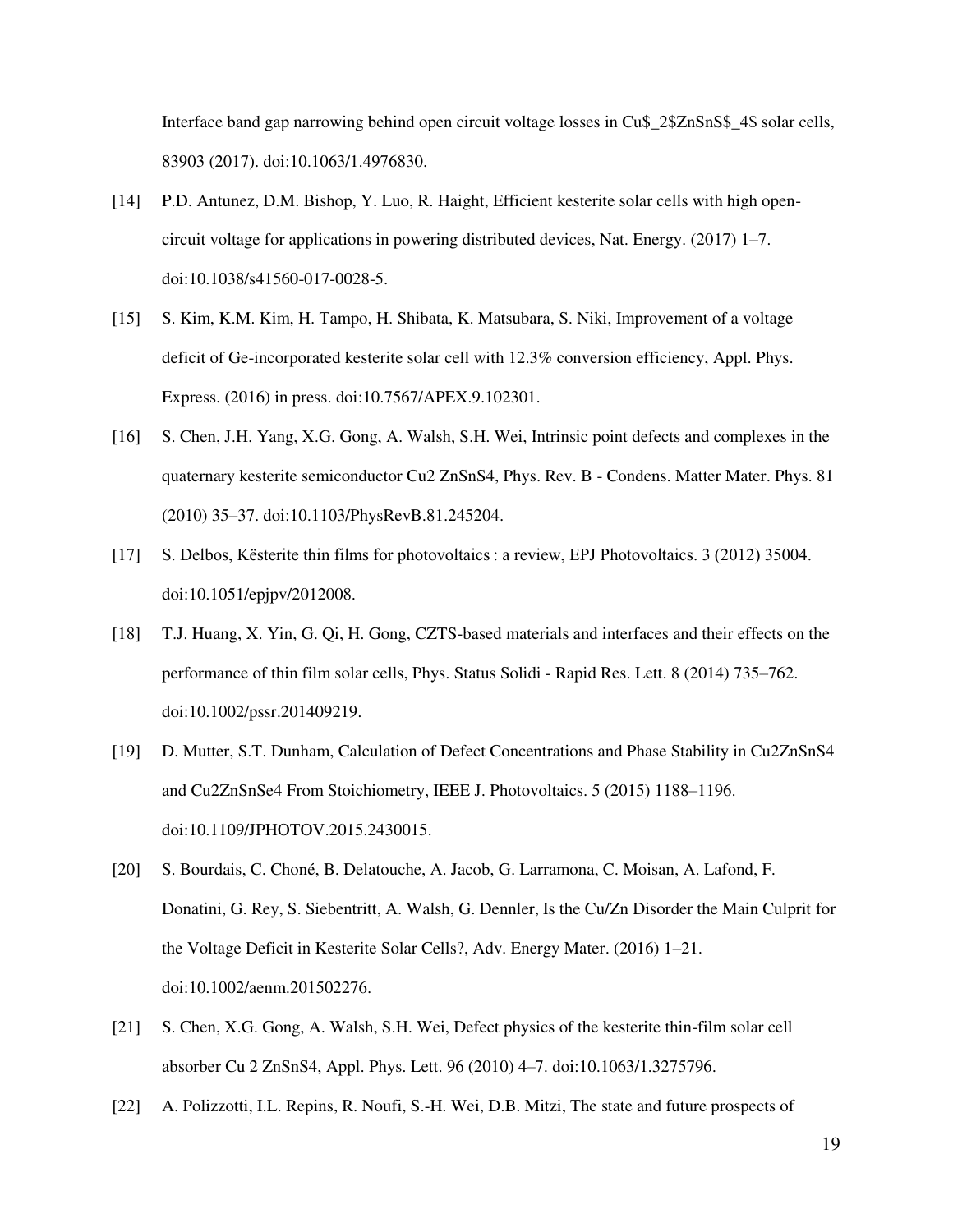Interface band gap narrowing behind open circuit voltage losses in Cu$_2$ZnSnS$_4$ solar cells, 83903 (2017). doi:10.1063/1.4976830.

[14] P.D. Antunez, D.M. Bishop, Y. Luo, R. Haight, Efficient kesterite solar cells with high open-circuit voltage for applications in powering distributed devices, Nat. Energy. (2017) 1–7. doi:10.1038/s41560-017-0028-5.

[15] S. Kim, K.M. Kim, H. Tampo, H. Shibata, K. Matsubara, S. Niki, Improvement of a voltage deficit of Ge-incorporated kesterite solar cell with 12.3% conversion efficiency, Appl. Phys. Express. (2016) in press. doi:10.7567/APEX.9.102301.

[16] S. Chen, J.H. Yang, X.G. Gong, A. Walsh, S.H. Wei, Intrinsic point defects and complexes in the quaternary kesterite semiconductor Cu2 ZnSnS4, Phys. Rev. B - Condens. Matter Mater. Phys. 81 (2010) 35–37. doi:10.1103/PhysRevB.81.245204.

[17] S. Delbos, Kësterite thin films for photovoltaics : a review, EPJ Photovoltaics. 3 (2012) 35004. doi:10.1051/epjpv/2012008.

[18] T.J. Huang, X. Yin, G. Qi, H. Gong, CZTS-based materials and interfaces and their effects on the performance of thin film solar cells, Phys. Status Solidi - Rapid Res. Lett. 8 (2014) 735–762. doi:10.1002/pssr.201409219.

[19] D. Mutter, S.T. Dunham, Calculation of Defect Concentrations and Phase Stability in Cu2ZnSnS4 and Cu2ZnSnSe4 From Stoichiometry, IEEE J. Photovoltaics. 5 (2015) 1188–1196. doi:10.1109/JPHOTOV.2015.2430015.

[20] S. Bourdais, C. Choné, B. Delatouche, A. Jacob, G. Larramona, C. Moisan, A. Lafond, F. Donatini, G. Rey, S. Siebentritt, A. Walsh, G. Dennler, Is the Cu/Zn Disorder the Main Culprit for the Voltage Deficit in Kesterite Solar Cells?, Adv. Energy Mater. (2016) 1–21. doi:10.1002/aenm.201502276.

[21] S. Chen, X.G. Gong, A. Walsh, S.H. Wei, Defect physics of the kesterite thin-film solar cell absorber Cu 2 ZnSnS4, Appl. Phys. Lett. 96 (2010) 4–7. doi:10.1063/1.3275796.

[22] A. Polizzotti, I.L. Repins, R. Noufi, S.-H. Wei, D.B. Mitzi, The state and future prospects of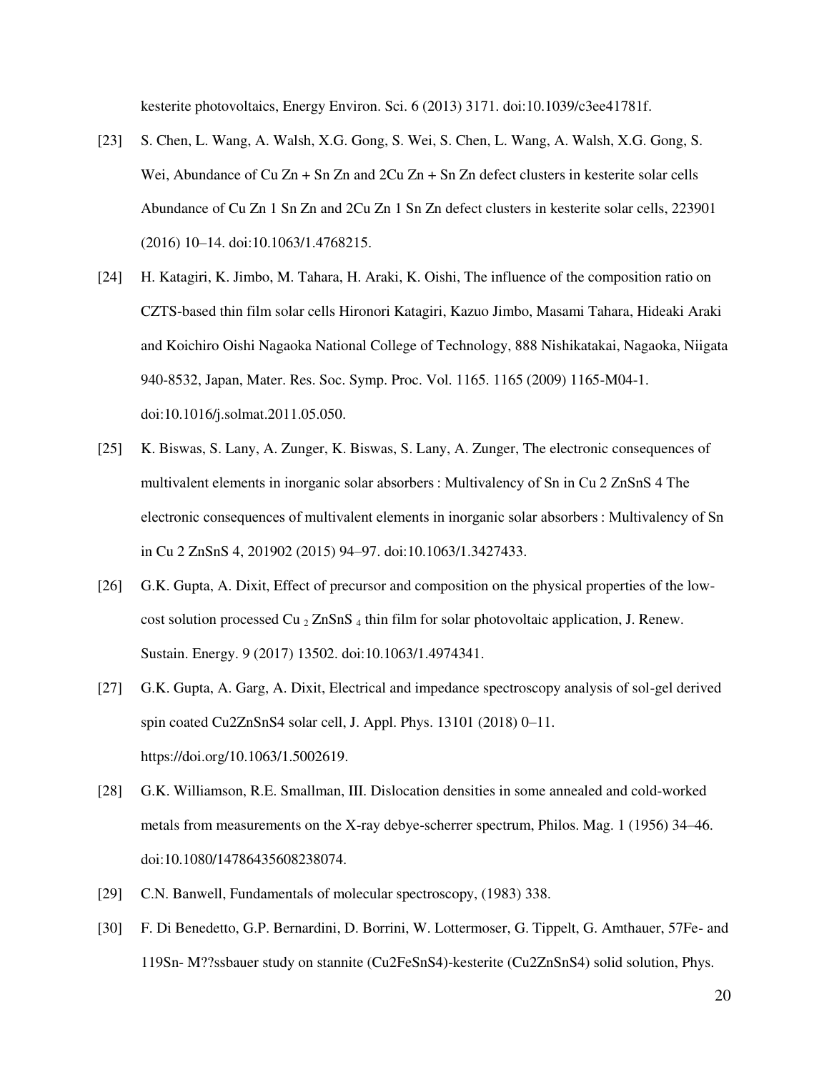kesterite photovoltaics, Energy Environ. Sci. 6 (2013) 3171. doi:10.1039/c3ee41781f.

[23] S. Chen, L. Wang, A. Walsh, X.G. Gong, S. Wei, S. Chen, L. Wang, A. Walsh, X.G. Gong, S. Wei, Abundance of Cu Zn + Sn Zn and 2Cu Zn + Sn Zn defect clusters in kesterite solar cells Abundance of Cu Zn 1 Sn Zn and 2Cu Zn 1 Sn Zn defect clusters in kesterite solar cells, 223901 (2016) 10–14. doi:10.1063/1.4768215.

[24] H. Katagiri, K. Jimbo, M. Tahara, H. Araki, K. Oishi, The influence of the composition ratio on CZTS-based thin film solar cells Hironori Katagiri, Kazuo Jimbo, Masami Tahara, Hideaki Araki and Koichiro Oishi Nagaoka National College of Technology, 888 Nishikatakai, Nagaoka, Niigata 940-8532, Japan, Mater. Res. Soc. Symp. Proc. Vol. 1165. 1165 (2009) 1165-M04-1. doi:10.1016/j.solmat.2011.05.050.

[25] K. Biswas, S. Lany, A. Zunger, K. Biswas, S. Lany, A. Zunger, The electronic consequences of multivalent elements in inorganic solar absorbers : Multivalency of Sn in Cu 2 ZnSnS 4 The electronic consequences of multivalent elements in inorganic solar absorbers : Multivalency of Sn in Cu 2 ZnSnS 4, 201902 (2015) 94–97. doi:10.1063/1.3427433.

[26] G.K. Gupta, A. Dixit, Effect of precursor and composition on the physical properties of the low-cost solution processed $Cu_2ZnSnS_4$ thin film for solar photovoltaic application, J. Renew. Sustain. Energy. 9 (2017) 13502. doi:10.1063/1.4974341.

[27] G.K. Gupta, A. Garg, A. Dixit, Electrical and impedance spectroscopy analysis of sol-gel derived spin coated Cu2ZnSnS4 solar cell, J. Appl. Phys. 13101 (2018) 0–11. https://doi.org/10.1063/1.5002619.

[28] G.K. Williamson, R.E. Smallman, III. Dislocation densities in some annealed and cold-worked metals from measurements on the X-ray debye-scherrer spectrum, Philos. Mag. 1 (1956) 34–46. doi:10.1080/14786435608238074.

[29] C.N. Banwell, Fundamentals of molecular spectroscopy, (1983) 338.

[30] F. Di Benedetto, G.P. Bernardini, D. Borrini, W. Lottermoser, G. Tippelt, G. Amthauer, 57Fe- and 119Sn- M??ssbauer study on stannite (Cu2FeSnS4)-kesterite (Cu2ZnSnS4) solid solution, Phys.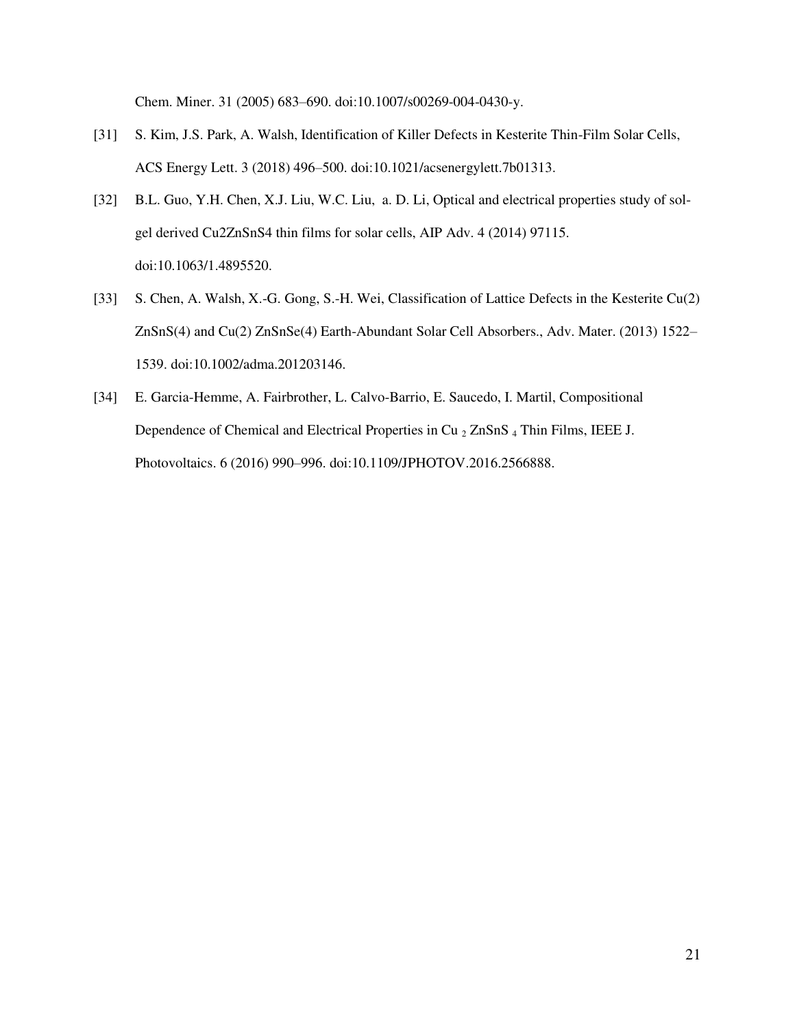Chem. Miner. 31 (2005) 683–690. doi:10.1007/s00269-004-0430-y.

[31] S. Kim, J.S. Park, A. Walsh, Identification of Killer Defects in Kesterite Thin-Film Solar Cells, ACS Energy Lett. 3 (2018) 496–500. doi:10.1021/acsenergylett.7b01313.

[32] B.L. Guo, Y.H. Chen, X.J. Liu, W.C. Liu, a. D. Li, Optical and electrical properties study of sol-gel derived Cu2ZnSnS4 thin films for solar cells, AIP Adv. 4 (2014) 97115. doi:10.1063/1.4895520.

[33] S. Chen, A. Walsh, X.-G. Gong, S.-H. Wei, Classification of Lattice Defects in the Kesterite Cu(2) ZnSnS(4) and Cu(2) ZnSnSe(4) Earth-Abundant Solar Cell Absorbers., Adv. Mater. (2013) 1522–1539. doi:10.1002/adma.201203146.

[34] E. Garcia-Hemme, A. Fairbrother, L. Calvo-Barrio, E. Saucedo, I. Martil, Compositional Dependence of Chemical and Electrical Properties in $Cu_2ZnSnS_4$ Thin Films, IEEE J. Photovoltaics. 6 (2016) 990–996. doi:10.1109/JPHOTOV.2016.2566888.